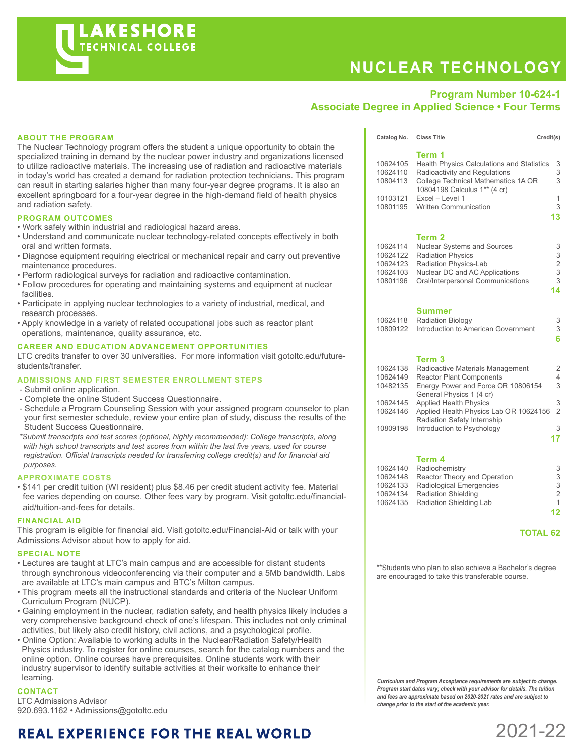# LAKESHORE TECHNICAL COLLEGE

# NUCLEAR TECHNOLOGY

**Program Number 10-624-1**
**Associate Degree in Applied Science • Four Terms**

## ABOUT THE PROGRAM

The Nuclear Technology program offers the student a unique opportunity to obtain the specialized training in demand by the nuclear power industry and organizations licensed to utilize radioactive materials. The increasing use of radiation and radioactive materials in today's world has created a demand for radiation protection technicians. This program can result in starting salaries higher than many four-year degree programs. It is also an excellent springboard for a four-year degree in the high-demand field of health physics and radiation safety.

## PROGRAM OUTCOMES

- Work safely within industrial and radiological hazard areas.
- Understand and communicate nuclear technology-related concepts effectively in both oral and written formats.
- Diagnose equipment requiring electrical or mechanical repair and carry out preventive maintenance procedures.
- Perform radiological surveys for radiation and radioactive contamination.
- Follow procedures for operating and maintaining systems and equipment at nuclear facilities.
- Participate in applying nuclear technologies to a variety of industrial, medical, and research processes.
- Apply knowledge in a variety of related occupational jobs such as reactor plant operations, maintenance, quality assurance, etc.

## CAREER AND EDUCATION ADVANCEMENT OPPORTUNITIES

LTC credits transfer to over 30 universities. For more information visit gotoltc.edu/future-students/transfer.

## ADMISSIONS AND FIRST SEMESTER ENROLLMENT STEPS

- Submit online application.
- Complete the online Student Success Questionnaire.
- Schedule a Program Counseling Session with your assigned program counselor to plan your first semester schedule, review your entire plan of study, discuss the results of the Student Success Questionnaire.

*\*Submit transcripts and test scores (optional, highly recommended): College transcripts, along with high school transcripts and test scores from within the last five years, used for course registration. Official transcripts needed for transferring college credit(s) and for financial aid purposes.*

## APPROXIMATE COSTS

- $141 per credit tuition (WI resident) plus $8.46 per credit student activity fee. Material fee varies depending on course. Other fees vary by program. Visit gotoltc.edu/financial-aid/tuition-and-fees for details.

## FINANCIAL AID

This program is eligible for financial aid. Visit gotoltc.edu/Financial-Aid or talk with your Admissions Advisor about how to apply for aid.

## SPECIAL NOTE

- Lectures are taught at LTC's main campus and are accessible for distant students through synchronous videoconferencing via their computer and a 5Mb bandwidth. Labs are available at LTC's main campus and BTC's Milton campus.
- This program meets all the instructional standards and criteria of the Nuclear Uniform Curriculum Program (NUCP).
- Gaining employment in the nuclear, radiation safety, and health physics likely includes a very comprehensive background check of one's lifespan. This includes not only criminal activities, but likely also credit history, civil actions, and a psychological profile.
- Online Option: Available to working adults in the Nuclear/Radiation Safety/Health Physics industry. To register for online courses, search for the catalog numbers and the online option. Online courses have prerequisites. Online students work with their industry supervisor to identify suitable activities at their worksite to enhance their learning.

## CONTACT

LTC Admissions Advisor
920.693.1162 • Admissions@gotoltc.edu

| Catalog No. | Class Title | Credit(s) |
|---|---|---|
| | **Term 1** | |
| 10624105 | Health Physics Calculations and Statistics | 3 |
| 10624110 | Radioactivity and Regulations | 3 |
| 10804113 | College Technical Mathematics 1A OR 10804198 Calculus 1** (4 cr) | 3 |
| 10103121 | Excel – Level 1 | 1 |
| 10801195 | Written Communication | 3 |
| | | **13** |
| | **Term 2** | |
| 10624114 | Nuclear Systems and Sources | 3 |
| 10624122 | Radiation Physics | 3 |
| 10624123 | Radiation Physics-Lab | 2 |
| 10624103 | Nuclear DC and AC Applications | 3 |
| 10801196 | Oral/Interpersonal Communications | 3 |
| | | **14** |
| | **Summer** | |
| 10624118 | Radiation Biology | 3 |
| 10809122 | Introduction to American Government | 3 |
| | | **6** |
| | **Term 3** | |
| 10624138 | Radioactive Materials Management | 2 |
| 10624149 | Reactor Plant Components | 4 |
| 10482135 | Energy Power and Force OR 10806154 General Physics 1 (4 cr) | 3 |
| 10624145 | Applied Health Physics | 3 |
| 10624146 | Applied Health Physics Lab OR 10624156 Radiation Safety Internship | 2 |
| 10809198 | Introduction to Psychology | 3 |
| | | **17** |
| | **Term 4** | |
| 10624140 | Radiochemistry | 3 |
| 10624148 | Reactor Theory and Operation | 3 |
| 10624133 | Radiological Emergencies | 3 |
| 10624134 | Radiation Shielding | 2 |
| 10624135 | Radiation Shielding Lab | 1 |
| | | **12** |
| | | **TOTAL 62** |

\*\*Students who plan to also achieve a Bachelor's degree are encouraged to take this transferable course.

*Curriculum and Program Acceptance requirements are subject to change. Program start dates vary; check with your advisor for details. The tuition and fees are approximate based on 2020-2021 rates and are subject to change prior to the start of the academic year.*

**REAL EXPERIENCE FOR THE REAL WORLD**

2021-22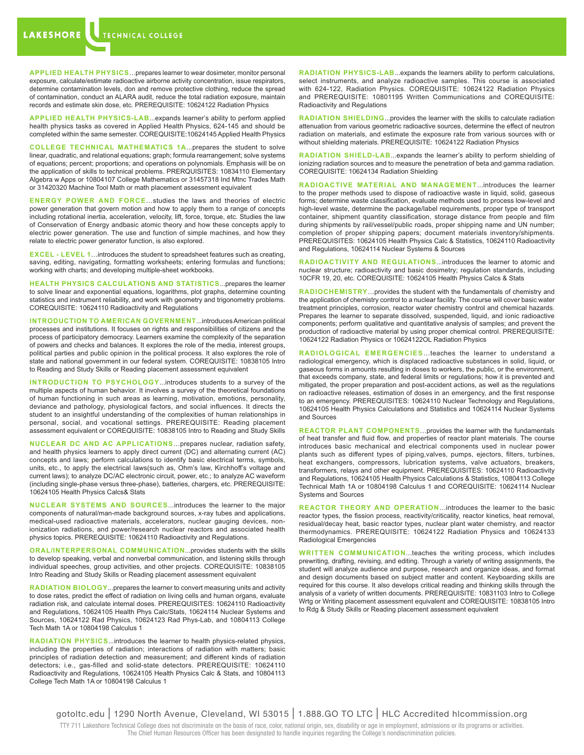**APPLIED HEALTH PHYSICS**…prepares learner to wear dosimeter, monitor personal exposure, calculate/estimate radioactive airborne activity concentration, issue respirators, determine contamination levels, don and remove protective clothing, reduce the spread of contamination, conduct an ALARA audit, reduce the total radiation exposure, maintain records and estimate skin dose, etc. PREREQUISITE: 10624122 Radiation Physics

**APPLIED HEALTH PHYSICS-LAB**...expands learner's ability to perform applied health physics tasks as covered in Applied Health Physics, 624-145 and should be completed within the same semester. COREQUISITE:10624145 Applied Health Physics

**COLLEGE TECHNICAL MATHEMATICS 1A**...prepares the student to solve linear, quadratic, and rational equations; graph; formula rearrangement; solve systems of equations; percent; proportions; and operations on polynomials. Emphasis will be on the application of skills to technical problems. PRERQUISITES: 10834110 Elementary Algebra w Apps or 10804107 College Mathematics or 31457318 Ind Mtnc Trades Math or 31420320 Machine Tool Math or math placement assessment equivalent

**ENERGY POWER AND FORCE**…studies the laws and theories of electric power generation that govern motion and how to apply them to a range of concepts including rotational inertia, acceleration, velocity, lift, force, torque, etc. Studies the law of Conservation of Energy andbasic atomic theory and how these concepts apply to electric power generation. The use and function of simple machines, and how they relate to electric power generator function, is also explored.

**EXCEL - LEVEL 1**…introduces the student to spreadsheet features such as creating, saving, editing, navigating, formatting worksheets; entering formulas and functions; working with charts; and developing multiple-sheet workbooks.

**HEALTH PHYSICS CALCULATIONS AND STATISTICS**...prepares the learner to solve linear and exponential equations, logarithms, plot graphs, determine counting statistics and instrument reliability, and work with geometry and trigonometry problems. COREQUISITE: 10624110 Radioactivity and Regulations

**INTRODUCTION TO AMERICAN GOVERNMENT**...introduces American political processes and institutions. It focuses on rights and responsibilities of citizens and the process of participatory democracy. Learners examine the complexity of the separation of powers and checks and balances. It explores the role of the media, interest groups, political parties and public opinion in the political process. It also explores the role of state and national government in our federal system. COREQUISITE: 10838105 Intro to Reading and Study Skills or Reading placement assessment equivalent

**INTRODUCTION TO PSYCHOLOGY**...introduces students to a survey of the multiple aspects of human behavior. It involves a survey of the theoretical foundations of human functioning in such areas as learning, motivation, emotions, personality, deviance and pathology, physiological factors, and social influences. It directs the student to an insightful understanding of the complexities of human relationships in personal, social, and vocational settings. PREREQUISITE: Reading placement assessment equivalent or COREQUISITE: 10838105 Intro to Reading and Study Skills

**NUCLEAR DC AND AC APPLICATIONS**…prepares nuclear, radiation safety, and health physics learners to apply direct current (DC) and alternating current (AC) concepts and laws; perform calculations to identify basic electrical terms, symbols, units, etc., to apply the electrical laws(such as, Ohm's law, Kirchhoff's voltage and current laws); to analyze DC/AC electronic circuit, power, etc.; to analyze AC waveform (including single-phase versus three-phase), batteries, chargers, etc. PREREQUISITE: 10624105 Health Physics Calcs& Stats

**NUCLEAR SYSTEMS AND SOURCES**...introduces the learner to the major components of natural/man-made background sources, x-ray tubes and applications, medical-used radioactive materials, accelerators, nuclear gauging devices, non-ionization radiations, and power/research nuclear reactors and associated health physics topics. PREREQUISITE: 10624110 Radioactivity and Regulations.

**ORAL/INTERPERSONAL COMMUNICATION**...provides students with the skills to develop speaking, verbal and nonverbal communication, and listening skills through individual speeches, group activities, and other projects. COREQUISITE: 10838105 Intro Reading and Study Skills or Reading placement assessment equivalent

**RADIATION BIOLOGY**...prepares the learner to convert measuring units and activity to dose rates, predict the effect of radiation on living cells and human organs, evaluate radiation risk, and calculate internal doses. PREREQUISITES: 10624110 Radioactivity and Regulations, 10624105 Health Phys Calc/Stats, 10624114 Nuclear Systems and Sources, 10624122 Rad Physics, 10624123 Rad Phys-Lab, and 10804113 College Tech Math 1A or 10804198 Calculus 1

**RADIATION PHYSICS**...introduces the learner to health physics-related physics, including the properties of radiation; interactions of radiation with matters; basic principles of radiation detection and measurement; and different kinds of radiation detectors; i.e., gas-filled and solid-state detectors. PREREQUISITE: 10624110 Radioactivity and Regulations, 10624105 Health Physics Calc & Stats, and 10804113 College Tech Math 1A or 10804198 Calculus 1

**RADIATION PHYSICS-LAB**...expands the learners ability to perform calculations, select instruments, and analyze radioactive samples. This course is associated with 624-122, Radiation Physics. COREQUISITE: 10624122 Radiation Physics and PREREQUISITE: 10801195 Written Communications and COREQUISITE: Radioactivity and Regulations

**RADIATION SHIELDING**...provides the learner with the skills to calculate radiation attenuation from various geometric radioactive sources, determine the effect of neutron radiation on materials, and estimate the exposure rate from various sources with or without shielding materials. PREREQUISITE: 10624122 Radiation Physics

**RADIATION SHIELD-LAB**...expands the learner's ability to perform shielding of ionizing radiation sources and to measure the penetration of beta and gamma radiation. COREQUISITE: 10624134 Radiation Shielding

**RADIOACTIVE MATERIAL AND MANAGEMENT**...introduces the learner to the proper methods used to dispose of radioactive waste in liquid, solid, gaseous forms; determine waste classification, evaluate methods used to process low-level and high-level waste, determine the package/label requirements, proper type of transport container, shipment quantity classification, storage distance from people and film during shipments by rail/vessel/public roads, proper shipping name and UN number; completion of proper shipping papers; document materials inventory/shipments. PREREQUISITES: 10624105 Health Physics Calc & Statistics, 10624110 Radioactivity and Regulations, 10624114 Nuclear Systems & Sources

**RADIOACTIVITY AND REGULATIONS**...introduces the learner to atomic and nuclear structure; radioactivity and basic dosimetry; regulation standards, including 10CFR 19, 20, etc. COREQUISITE: 10624105 Health Physics Calcs & Stats

**RADIOCHEMISTRY**…provides the student with the fundamentals of chemistry and the application of chemistry control to a nuclear facility. The course will cover basic water treatment principles, corrosion, reactor water chemistry control and chemical hazards. Prepares the learner to separate dissolved, suspended, liquid, and ionic radioactive components; perform qualitative and quantitative analysis of samples; and prevent the production of radioactive material by using proper chemical control. PREREQUISITE: 10624122 Radiation Physics or 10624122OL Radiation Physics

**RADIOLOGICAL EMERGENCIES**…teaches the learner to understand a radiological emergency, which is displaced radioactive substances in solid, liquid, or gaseous forms in amounts resulting in doses to workers, the public, or the environment, that exceeds company, state, and federal limits or regulations; how it is prevented and mitigated, the proper preparation and post-accident actions, as well as the regulations on radioactive releases, estimation of doses in an emergency, and the first response to an emergency. PREREQUISITES: 10624110 Nuclear Technology and Regulations, 10624105 Health Physics Calculations and Statistics and 10624114 Nuclear Systems and Sources

**REACTOR PLANT COMPONENTS**…provides the learner with the fundamentals of heat transfer and fluid flow, and properties of reactor plant materials. The course introduces basic mechanical and electrical components used in nuclear power plants such as different types of piping,valves, pumps, ejectors, filters, turbines, heat exchangers, compressors, lubrication systems, valve actuators, breakers, transformers, relays and other equipment. PREREQUISITES: 10624110 Radioactivity and Regulations, 10624105 Health Physics Calculations & Statistics, 10804113 College Technical Math 1A or 10804198 Calculus 1 and COREQUISITE: 10624114 Nuclear Systems and Sources

**REACTOR THEORY AND OPERATION**…introduces the learner to the basic reactor types, the fission process, reactivity/criticality, reactor kinetics, heat removal, residual/decay heat, basic reactor types, nuclear plant water chemistry, and reactor thermodynamics. PREREQUISITE: 10624122 Radiation Physics and 10624133 Radiological Emergencies

**WRITTEN COMMUNICATION**…teaches the writing process, which includes prewriting, drafting, revising, and editing. Through a variety of writing assignments, the student will analyze audience and purpose, research and organize ideas, and format and design documents based on subject matter and content. Keyboarding skills are required for this course. It also develops critical reading and thinking skills through the analysis of a variety of written documents. PREREQUISITE: 10831103 Intro to College Wrtg or Writing placement assessment equivalent and COREQUISITE: 10838105 Intro to Rdg & Study Skills or Reading placement assessment equivalent

gotoltc.edu | 1290 North Avenue, Cleveland, WI 53015 | 1.888.GO TO LTC | HLC Accredited hlcommission.org

TTY 711 Lakeshore Technical College does not discriminate on the basis of race, color, national origin, sex, disability or age in employment, admissions or its programs or activities. The Chief Human Resources Officer has been designated to handle inquiries regarding the College's nondiscrimination policies.